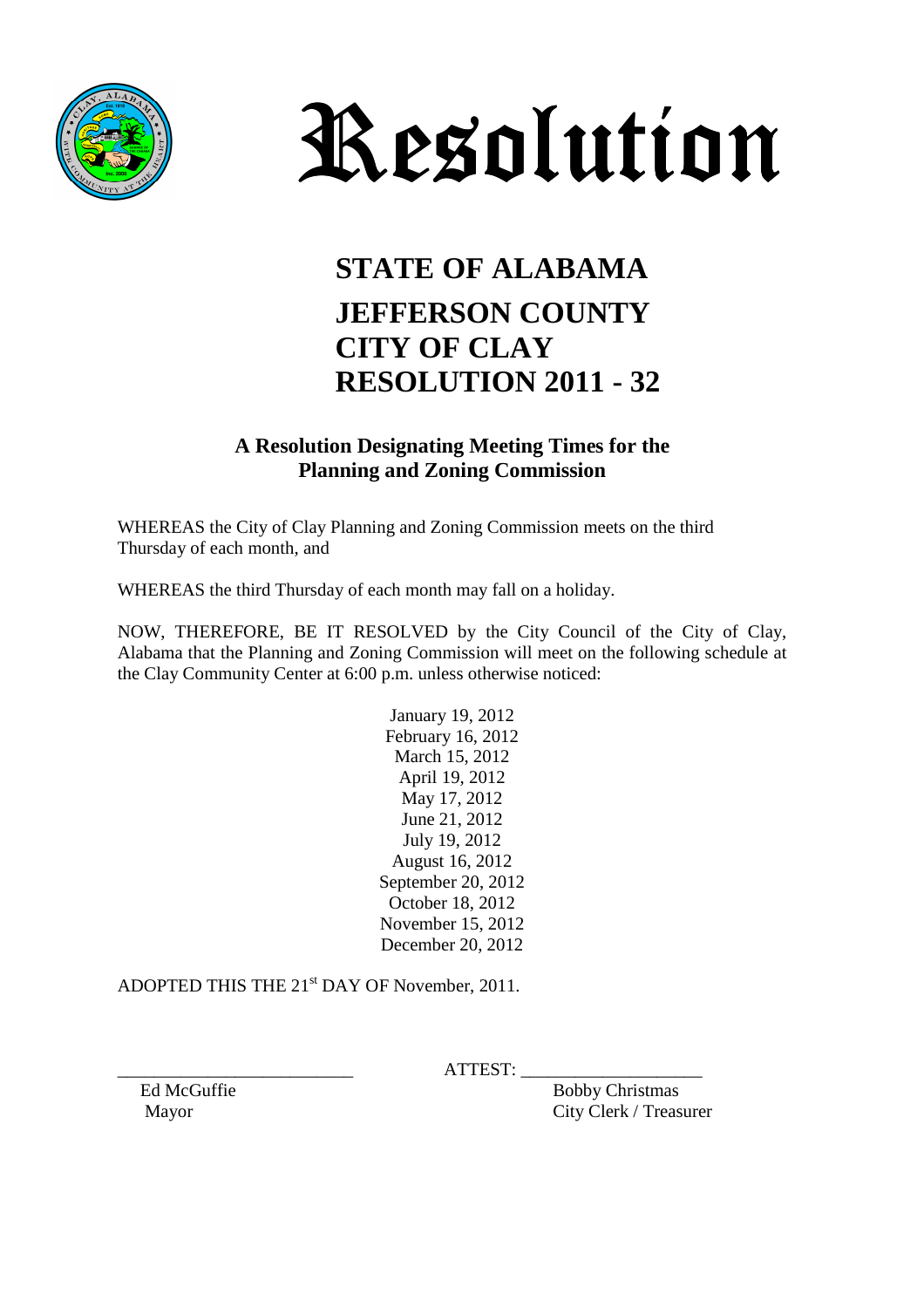# Resolution

## STATE OF ALABAMA
## JEFFERSON COUNTY
## CITY OF CLAY
## RESOLUTION 2011 - 32

### A Resolution Designating Meeting Times for the Planning and Zoning Commission

WHEREAS the City of Clay Planning and Zoning Commission meets on the third Thursday of each month, and

WHEREAS the third Thursday of each month may fall on a holiday.

NOW, THEREFORE, BE IT RESOLVED by the City Council of the City of Clay, Alabama that the Planning and Zoning Commission will meet on the following schedule at the Clay Community Center at 6:00 p.m. unless otherwise noticed:

January 19, 2012
February 16, 2012
March 15, 2012
April 19, 2012
May 17, 2012
June 21, 2012
July 19, 2012
August 16, 2012
September 20, 2012
October 18, 2012
November 15, 2012
December 20, 2012

ADOPTED THIS THE 21st DAY OF November, 2011.

\_\_\_\_\_\_\_\_\_\_\_\_\_\_\_\_\_\_\_\_\_\_\_\_\_\_ ATTEST: \_\_\_\_\_\_\_\_\_\_\_\_\_\_\_\_\_\_\_\_

Ed McGuffie
Mayor

Bobby Christmas
City Clerk / Treasurer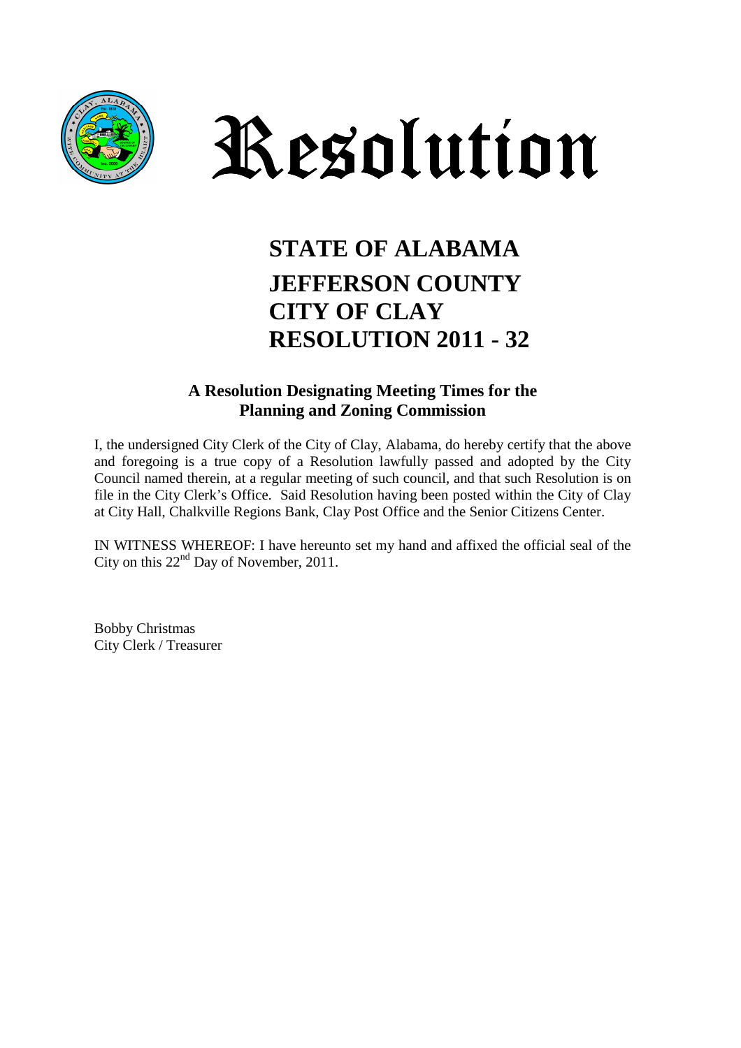# Resolution

## STATE OF ALABAMA
## JEFFERSON COUNTY
## CITY OF CLAY
## RESOLUTION 2011 - 32

### A Resolution Designating Meeting Times for the Planning and Zoning Commission

I, the undersigned City Clerk of the City of Clay, Alabama, do hereby certify that the above and foregoing is a true copy of a Resolution lawfully passed and adopted by the City Council named therein, at a regular meeting of such council, and that such Resolution is on file in the City Clerk's Office. Said Resolution having been posted within the City of Clay at City Hall, Chalkville Regions Bank, Clay Post Office and the Senior Citizens Center.

IN WITNESS WHEREOF: I have hereunto set my hand and affixed the official seal of the City on this 22nd Day of November, 2011.

Bobby Christmas
City Clerk / Treasurer